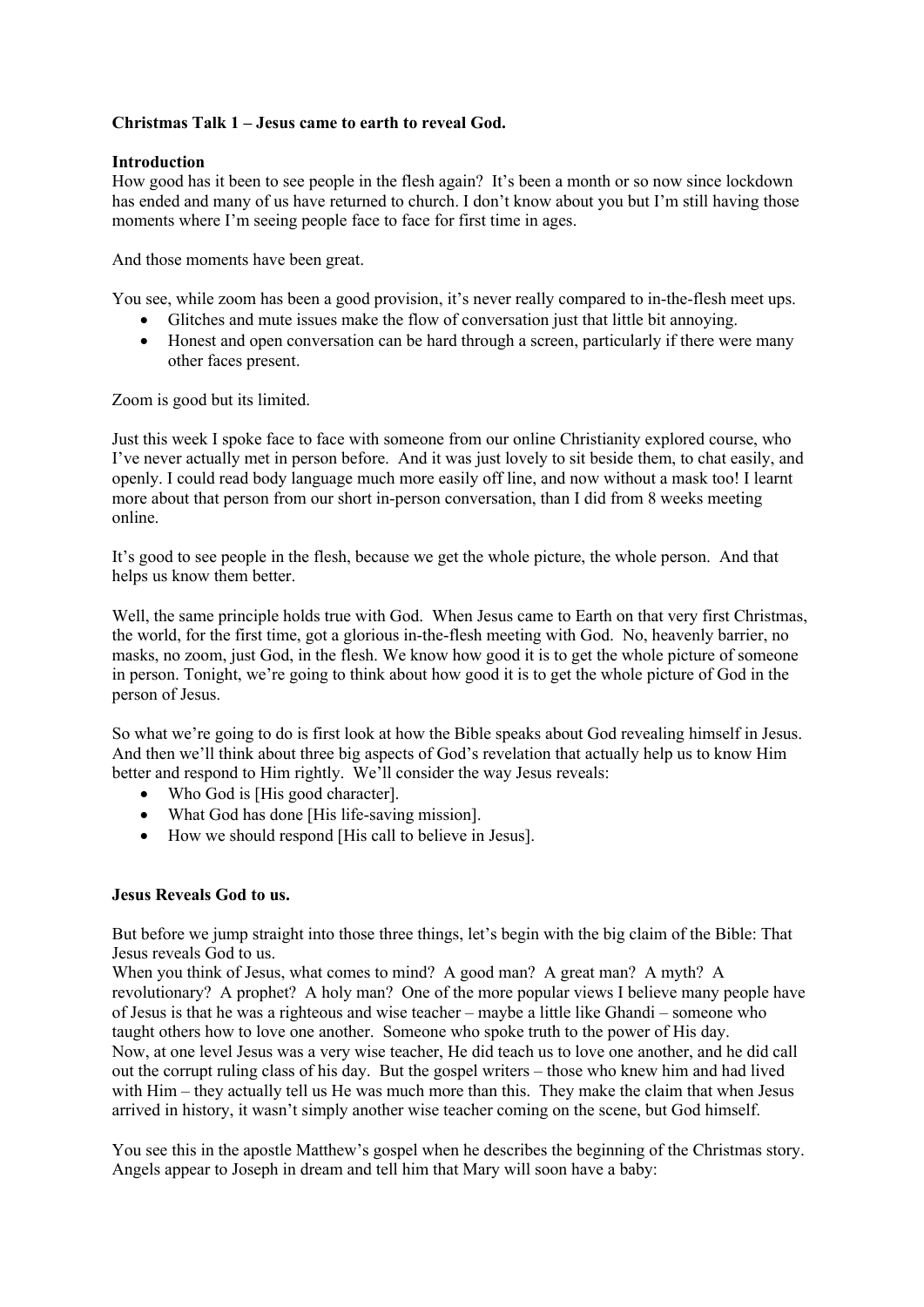**Christmas Talk 1 – Jesus came to earth to reveal God.**

**Introduction**

How good has it been to see people in the flesh again? It's been a month or so now since lockdown has ended and many of us have returned to church. I don't know about you but I'm still having those moments where I'm seeing people face to face for first time in ages.

And those moments have been great.

You see, while zoom has been a good provision, it's never really compared to in-the-flesh meet ups.

- Glitches and mute issues make the flow of conversation just that little bit annoying.
- Honest and open conversation can be hard through a screen, particularly if there were many other faces present.

Zoom is good but its limited.

Just this week I spoke face to face with someone from our online Christianity explored course, who I've never actually met in person before. And it was just lovely to sit beside them, to chat easily, and openly. I could read body language much more easily off line, and now without a mask too! I learnt more about that person from our short in-person conversation, than I did from 8 weeks meeting online.

It's good to see people in the flesh, because we get the whole picture, the whole person. And that helps us know them better.

Well, the same principle holds true with God. When Jesus came to Earth on that very first Christmas, the world, for the first time, got a glorious in-the-flesh meeting with God. No, heavenly barrier, no masks, no zoom, just God, in the flesh. We know how good it is to get the whole picture of someone in person. Tonight, we're going to think about how good it is to get the whole picture of God in the person of Jesus.

So what we're going to do is first look at how the Bible speaks about God revealing himself in Jesus. And then we'll think about three big aspects of God's revelation that actually help us to know Him better and respond to Him rightly. We'll consider the way Jesus reveals:

- Who God is [His good character].
- What God has done [His life-saving mission].
- How we should respond [His call to believe in Jesus].

**Jesus Reveals God to us.**

But before we jump straight into those three things, let's begin with the big claim of the Bible: That Jesus reveals God to us.

When you think of Jesus, what comes to mind? A good man? A great man? A myth? A revolutionary? A prophet? A holy man? One of the more popular views I believe many people have of Jesus is that he was a righteous and wise teacher – maybe a little like Ghandi – someone who taught others how to love one another. Someone who spoke truth to the power of His day.

Now, at one level Jesus was a very wise teacher, He did teach us to love one another, and he did call out the corrupt ruling class of his day. But the gospel writers – those who knew him and had lived with Him – they actually tell us He was much more than this. They make the claim that when Jesus arrived in history, it wasn't simply another wise teacher coming on the scene, but God himself.

You see this in the apostle Matthew's gospel when he describes the beginning of the Christmas story. Angels appear to Joseph in dream and tell him that Mary will soon have a baby: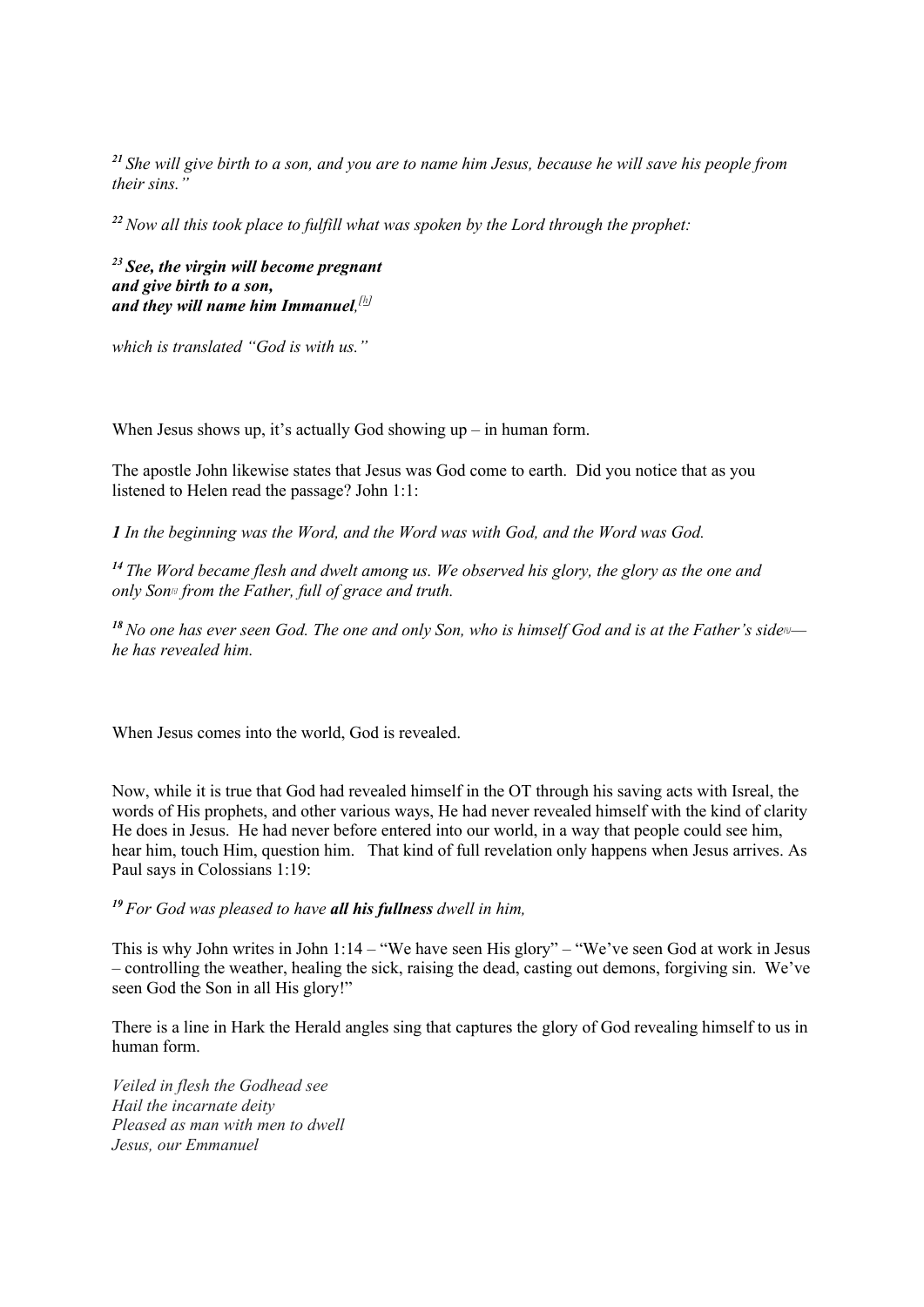*[21] She will give birth to a son, and you are to name him Jesus, because he will save his people from their sins."*

*[22] Now all this took place to fulfill what was spoken by the Lord through the prophet:*

***[23] See, the virgin will become pregnant***
***and give birth to a son,***
***and they will name him Immanuel,***[h]

*which is translated "God is with us."*

When Jesus shows up, it's actually God showing up – in human form.

The apostle John likewise states that Jesus was God come to earth. Did you notice that as you listened to Helen read the passage? John 1:1:

***1** In the beginning was the Word, and the Word was with God, and the Word was God.*

*[14] The Word became flesh and dwelt among us. We observed his glory, the glory as the one and only Son*[i] *from the Father, full of grace and truth.*

*[18] No one has ever seen God. The one and only Son, who is himself God and is at the Father's side*[j]*— he has revealed him.*

When Jesus comes into the world, God is revealed.

Now, while it is true that God had revealed himself in the OT through his saving acts with Isreal, the words of His prophets, and other various ways, He had never revealed himself with the kind of clarity He does in Jesus. He had never before entered into our world, in a way that people could see him, hear him, touch Him, question him. That kind of full revelation only happens when Jesus arrives. As Paul says in Colossians 1:19:

*[19] For God was pleased to have **all his fullness** dwell in him,*

This is why John writes in John 1:14 – "We have seen His glory" – "We've seen God at work in Jesus – controlling the weather, healing the sick, raising the dead, casting out demons, forgiving sin. We've seen God the Son in all His glory!"

There is a line in Hark the Herald angles sing that captures the glory of God revealing himself to us in human form.

*Veiled in flesh the Godhead see*
*Hail the incarnate deity*
*Pleased as man with men to dwell*
*Jesus, our Emmanuel*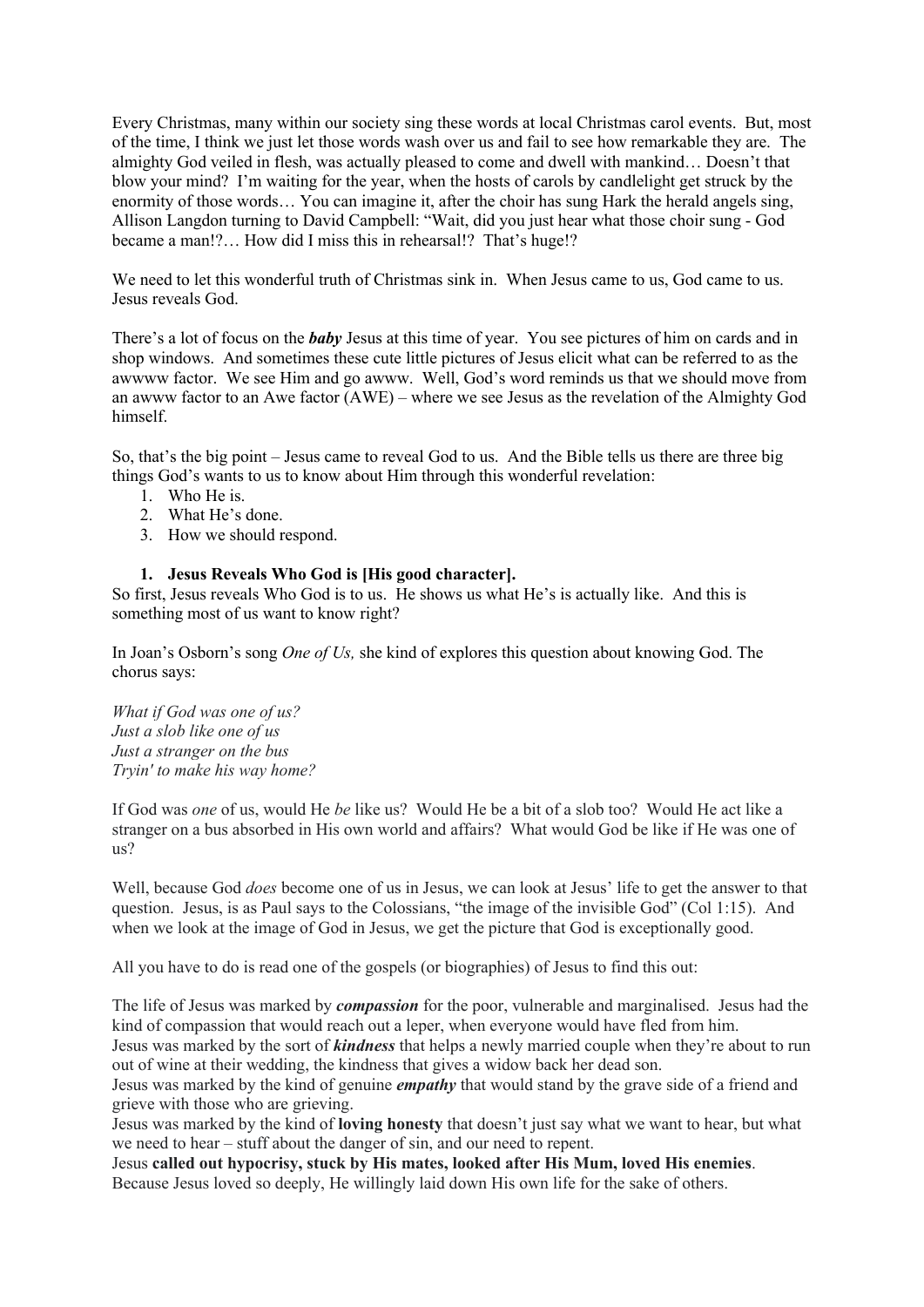Every Christmas, many within our society sing these words at local Christmas carol events. But, most of the time, I think we just let those words wash over us and fail to see how remarkable they are. The almighty God veiled in flesh, was actually pleased to come and dwell with mankind… Doesn't that blow your mind? I'm waiting for the year, when the hosts of carols by candlelight get struck by the enormity of those words… You can imagine it, after the choir has sung Hark the herald angels sing, Allison Langdon turning to David Campbell: "Wait, did you just hear what those choir sung - God became a man!?… How did I miss this in rehearsal!? That's huge!?

We need to let this wonderful truth of Christmas sink in. When Jesus came to us, God came to us. Jesus reveals God.

There's a lot of focus on the ***baby*** Jesus at this time of year. You see pictures of him on cards and in shop windows. And sometimes these cute little pictures of Jesus elicit what can be referred to as the awwww factor. We see Him and go awww. Well, God's word reminds us that we should move from an awwww factor to an Awe factor (AWE) – where we see Jesus as the revelation of the Almighty God himself.

So, that's the big point – Jesus came to reveal God to us. And the Bible tells us there are three big things God's wants to us to know about Him through this wonderful revelation:

1. Who He is.
2. What He's done.
3. How we should respond.

**1. Jesus Reveals Who God is [His good character].**

So first, Jesus reveals Who God is to us. He shows us what He's is actually like. And this is something most of us want to know right?

In Joan's Osborn's song *One of Us,* she kind of explores this question about knowing God. The chorus says:

*What if God was one of us?*
*Just a slob like one of us*
*Just a stranger on the bus*
*Tryin' to make his way home?*

If God was *one* of us, would He *be* like us? Would He be a bit of a slob too? Would He act like a stranger on a bus absorbed in His own world and affairs? What would God be like if He was one of us?

Well, because God *does* become one of us in Jesus, we can look at Jesus' life to get the answer to that question. Jesus, is as Paul says to the Colossians, "the image of the invisible God" (Col 1:15). And when we look at the image of God in Jesus, we get the picture that God is exceptionally good.

All you have to do is read one of the gospels (or biographies) of Jesus to find this out:

The life of Jesus was marked by ***compassion*** for the poor, vulnerable and marginalised. Jesus had the kind of compassion that would reach out a leper, when everyone would have fled from him.
Jesus was marked by the sort of ***kindness*** that helps a newly married couple when they're about to run out of wine at their wedding, the kindness that gives a widow back her dead son.
Jesus was marked by the kind of genuine ***empathy*** that would stand by the grave side of a friend and grieve with those who are grieving.
Jesus was marked by the kind of **loving honesty** that doesn't just say what we want to hear, but what we need to hear – stuff about the danger of sin, and our need to repent.
Jesus **called out hypocrisy, stuck by His mates, looked after His Mum, loved His enemies**.
Because Jesus loved so deeply, He willingly laid down His own life for the sake of others.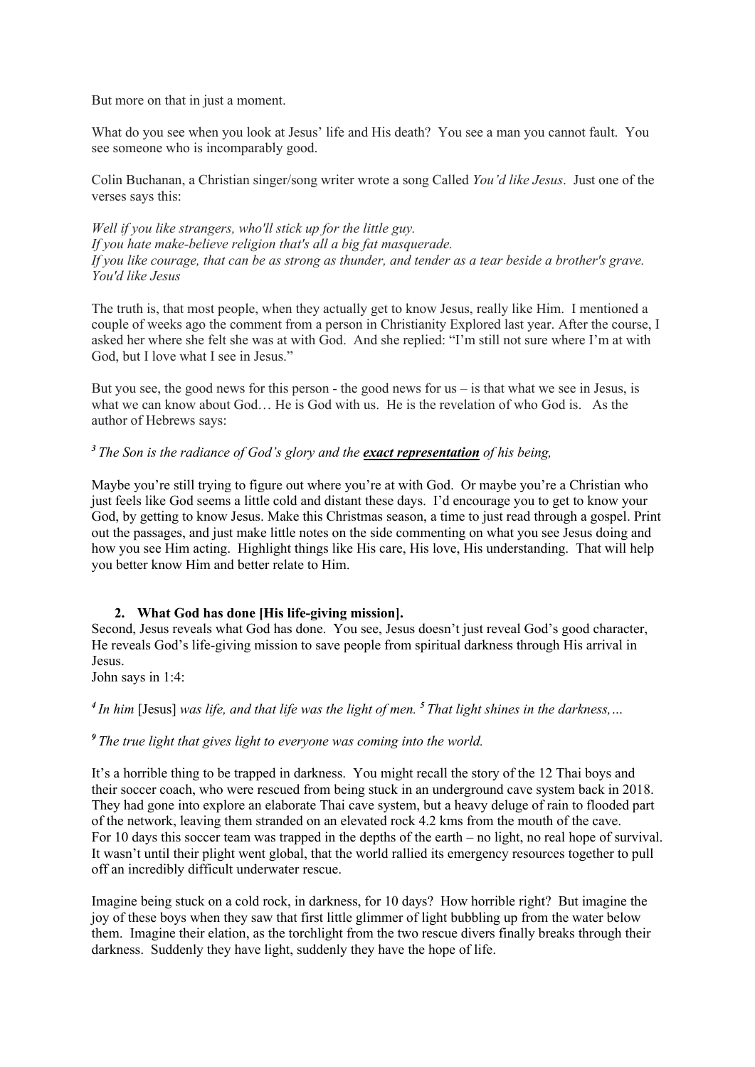But more on that in just a moment.

What do you see when you look at Jesus' life and His death? You see a man you cannot fault. You see someone who is incomparably good.

Colin Buchanan, a Christian singer/song writer wrote a song Called *You'd like Jesus*. Just one of the verses says this:

*Well if you like strangers, who'll stick up for the little guy.*
*If you hate make-believe religion that's all a big fat masquerade.*
*If you like courage, that can be as strong as thunder, and tender as a tear beside a brother's grave.*
*You'd like Jesus*

The truth is, that most people, when they actually get to know Jesus, really like Him. I mentioned a couple of weeks ago the comment from a person in Christianity Explored last year. After the course, I asked her where she felt she was at with God. And she replied: "I'm still not sure where I'm at with God, but I love what I see in Jesus."

But you see, the good news for this person - the good news for us – is that what we see in Jesus, is what we can know about God… He is God with us. He is the revelation of who God is. As the author of Hebrews says:

[3] *The Son is the radiance of God's glory and the* ***exact representation*** *of his being,*

Maybe you're still trying to figure out where you're at with God. Or maybe you're a Christian who just feels like God seems a little cold and distant these days. I'd encourage you to get to know your God, by getting to know Jesus. Make this Christmas season, a time to just read through a gospel. Print out the passages, and just make little notes on the side commenting on what you see Jesus doing and how you see Him acting. Highlight things like His care, His love, His understanding. That will help you better know Him and better relate to Him.

**2. What God has done [His life-giving mission].**

Second, Jesus reveals what God has done. You see, Jesus doesn't just reveal God's good character, He reveals God's life-giving mission to save people from spiritual darkness through His arrival in Jesus.
John says in 1:4:

[4] *In him* [Jesus] *was life, and that life was the light of men.* [5] *That light shines in the darkness,…*

[9] *The true light that gives light to everyone was coming into the world.*

It's a horrible thing to be trapped in darkness. You might recall the story of the 12 Thai boys and their soccer coach, who were rescued from being stuck in an underground cave system back in 2018. They had gone into explore an elaborate Thai cave system, but a heavy deluge of rain to flooded part of the network, leaving them stranded on an elevated rock 4.2 kms from the mouth of the cave. For 10 days this soccer team was trapped in the depths of the earth – no light, no real hope of survival. It wasn't until their plight went global, that the world rallied its emergency resources together to pull off an incredibly difficult underwater rescue.

Imagine being stuck on a cold rock, in darkness, for 10 days? How horrible right? But imagine the joy of these boys when they saw that first little glimmer of light bubbling up from the water below them. Imagine their elation, as the torchlight from the two rescue divers finally breaks through their darkness. Suddenly they have light, suddenly they have the hope of life.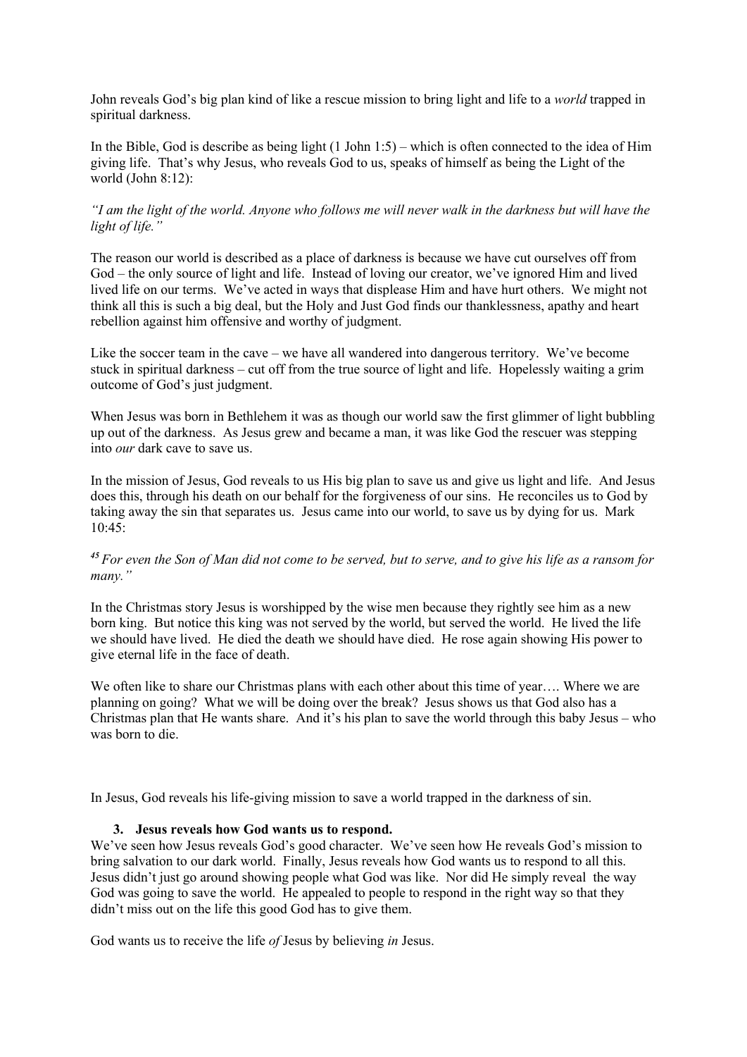John reveals God's big plan kind of like a rescue mission to bring light and life to a *world* trapped in spiritual darkness.

In the Bible, God is describe as being light (1 John 1:5) – which is often connected to the idea of Him giving life. That's why Jesus, who reveals God to us, speaks of himself as being the Light of the world (John 8:12):

*"I am the light of the world. Anyone who follows me will never walk in the darkness but will have the light of life."*

The reason our world is described as a place of darkness is because we have cut ourselves off from God – the only source of light and life. Instead of loving our creator, we've ignored Him and lived lived life on our terms. We've acted in ways that displease Him and have hurt others. We might not think all this is such a big deal, but the Holy and Just God finds our thanklessness, apathy and heart rebellion against him offensive and worthy of judgment.

Like the soccer team in the cave – we have all wandered into dangerous territory. We've become stuck in spiritual darkness – cut off from the true source of light and life. Hopelessly waiting a grim outcome of God's just judgment.

When Jesus was born in Bethlehem it was as though our world saw the first glimmer of light bubbling up out of the darkness. As Jesus grew and became a man, it was like God the rescuer was stepping into *our* dark cave to save us.

In the mission of Jesus, God reveals to us His big plan to save us and give us light and life. And Jesus does this, through his death on our behalf for the forgiveness of our sins. He reconciles us to God by taking away the sin that separates us. Jesus came into our world, to save us by dying for us. Mark 10:45:

***45*** *For even the Son of Man did not come to be served, but to serve, and to give his life as a ransom for many."*

In the Christmas story Jesus is worshipped by the wise men because they rightly see him as a new born king. But notice this king was not served by the world, but served the world. He lived the life we should have lived. He died the death we should have died. He rose again showing His power to give eternal life in the face of death.

We often like to share our Christmas plans with each other about this time of year…. Where we are planning on going? What we will be doing over the break? Jesus shows us that God also has a Christmas plan that He wants share. And it's his plan to save the world through this baby Jesus – who was born to die.

In Jesus, God reveals his life-giving mission to save a world trapped in the darkness of sin.

### 3. Jesus reveals how God wants us to respond.

We've seen how Jesus reveals God's good character. We've seen how He reveals God's mission to bring salvation to our dark world. Finally, Jesus reveals how God wants us to respond to all this. Jesus didn't just go around showing people what God was like. Nor did He simply reveal the way God was going to save the world. He appealed to people to respond in the right way so that they didn't miss out on the life this good God has to give them.

God wants us to receive the life *of* Jesus by believing *in* Jesus.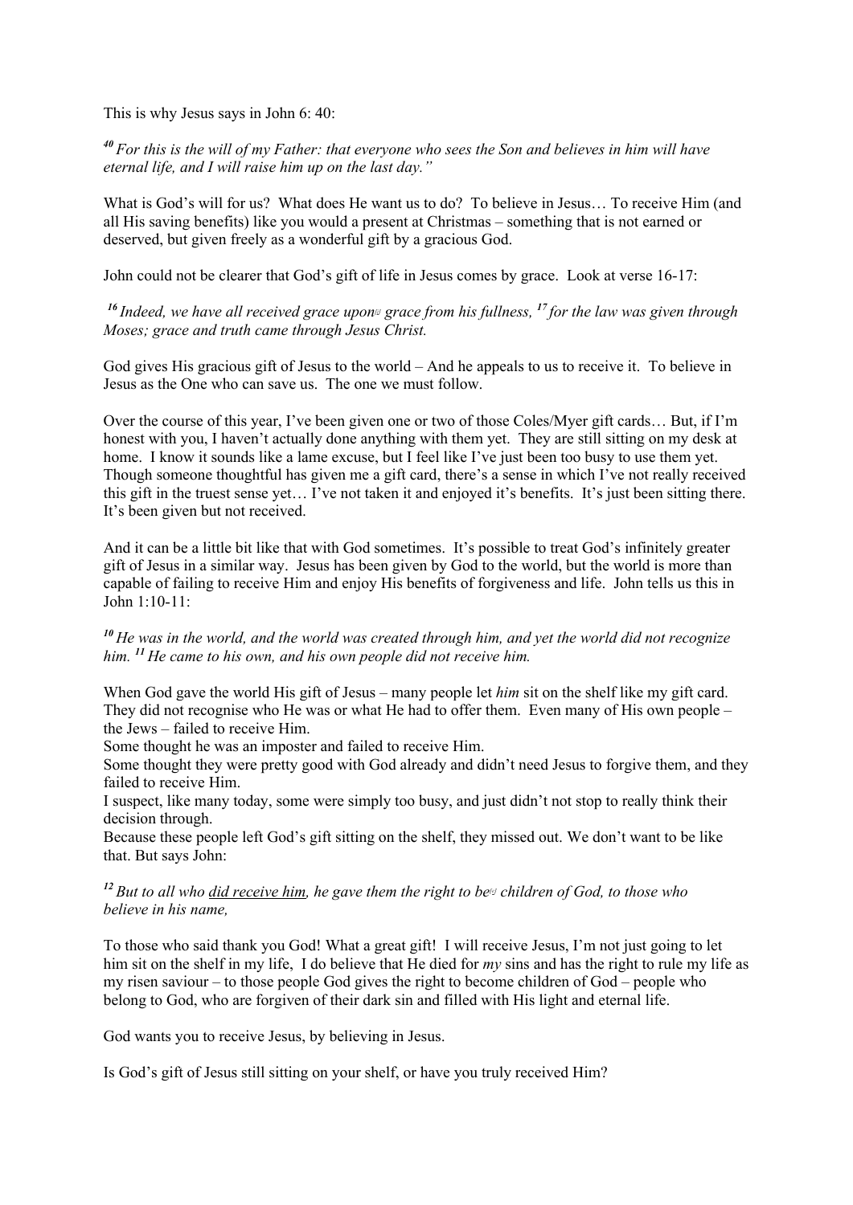This is why Jesus says in John 6: 40:

*[40] For this is the will of my Father: that everyone who sees the Son and believes in him will have eternal life, and I will raise him up on the last day."*

What is God's will for us? What does He want us to do? To believe in Jesus… To receive Him (and all His saving benefits) like you would a present at Christmas – something that is not earned or deserved, but given freely as a wonderful gift by a gracious God.

John could not be clearer that God's gift of life in Jesus comes by grace. Look at verse 16-17:

*[16] Indeed, we have all received grace upon grace from his fullness, [17] for the law was given through Moses; grace and truth came through Jesus Christ.*

God gives His gracious gift of Jesus to the world – And he appeals to us to receive it. To believe in Jesus as the One who can save us. The one we must follow.

Over the course of this year, I've been given one or two of those Coles/Myer gift cards… But, if I'm honest with you, I haven't actually done anything with them yet. They are still sitting on my desk at home. I know it sounds like a lame excuse, but I feel like I've just been too busy to use them yet. Though someone thoughtful has given me a gift card, there's a sense in which I've not really received this gift in the truest sense yet… I've not taken it and enjoyed it's benefits. It's just been sitting there. It's been given but not received.

And it can be a little bit like that with God sometimes. It's possible to treat God's infinitely greater gift of Jesus in a similar way. Jesus has been given by God to the world, but the world is more than capable of failing to receive Him and enjoy His benefits of forgiveness and life. John tells us this in John 1:10-11:

*[10] He was in the world, and the world was created through him, and yet the world did not recognize him. [11] He came to his own, and his own people did not receive him.*

When God gave the world His gift of Jesus – many people let *him* sit on the shelf like my gift card. They did not recognise who He was or what He had to offer them. Even many of His own people – the Jews – failed to receive Him.
Some thought he was an imposter and failed to receive Him.
Some thought they were pretty good with God already and didn't need Jesus to forgive them, and they failed to receive Him.
I suspect, like many today, some were simply too busy, and just didn't not stop to really think their decision through.
Because these people left God's gift sitting on the shelf, they missed out. We don't want to be like that. But says John:

*[12] But to all who <u>did receive him</u>, he gave them the right to be children of God, to those who believe in his name,*

To those who said thank you God! What a great gift! I will receive Jesus, I'm not just going to let him sit on the shelf in my life, I do believe that He died for *my* sins and has the right to rule my life as my risen saviour – to those people God gives the right to become children of God – people who belong to God, who are forgiven of their dark sin and filled with His light and eternal life.

God wants you to receive Jesus, by believing in Jesus.

Is God's gift of Jesus still sitting on your shelf, or have you truly received Him?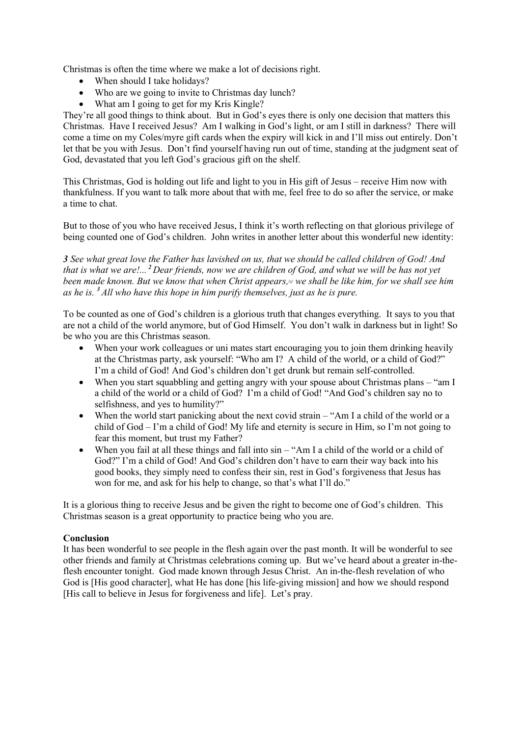Christmas is often the time where we make a lot of decisions right.

- When should I take holidays?
- Who are we going to invite to Christmas day lunch?
- What am I going to get for my Kris Kingle?

They're all good things to think about. But in God's eyes there is only one decision that matters this Christmas. Have I received Jesus? Am I walking in God's light, or am I still in darkness? There will come a time on my Coles/myre gift cards when the expiry will kick in and I'll miss out entirely. Don't let that be you with Jesus. Don't find yourself having run out of time, standing at the judgment seat of God, devastated that you left God's gracious gift on the shelf.

This Christmas, God is holding out life and light to you in His gift of Jesus – receive Him now with thankfulness. If you want to talk more about that with me, feel free to do so after the service, or make a time to chat.

But to those of you who have received Jesus, I think it's worth reflecting on that glorious privilege of being counted one of God's children. John writes in another letter about this wonderful new identity:

***3*** *See what great love the Father has lavished on us, that we should be called children of God! And that is what we are!...* ***2*** *Dear friends, now we are children of God, and what we will be has not yet been made known. But we know that when Christ appears,*[a] *we shall be like him, for we shall see him as he is.* ***3*** *All who have this hope in him purify themselves, just as he is pure.*

To be counted as one of God's children is a glorious truth that changes everything. It says to you that are not a child of the world anymore, but of God Himself. You don't walk in darkness but in light! So be who you are this Christmas season.

- When your work colleagues or uni mates start encouraging you to join them drinking heavily at the Christmas party, ask yourself: "Who am I? A child of the world, or a child of God?" I'm a child of God! And God's children don't get drunk but remain self-controlled.
- When you start squabbling and getting angry with your spouse about Christmas plans – "am I a child of the world or a child of God? I'm a child of God! "And God's children say no to selfishness, and yes to humility?"
- When the world start panicking about the next covid strain – "Am I a child of the world or a child of God – I'm a child of God! My life and eternity is secure in Him, so I'm not going to fear this moment, but trust my Father?
- When you fail at all these things and fall into sin – "Am I a child of the world or a child of God?" I'm a child of God! And God's children don't have to earn their way back into his good books, they simply need to confess their sin, rest in God's forgiveness that Jesus has won for me, and ask for his help to change, so that's what I'll do."

It is a glorious thing to receive Jesus and be given the right to become one of God's children. This Christmas season is a great opportunity to practice being who you are.

**Conclusion**

It has been wonderful to see people in the flesh again over the past month. It will be wonderful to see other friends and family at Christmas celebrations coming up. But we've heard about a greater in-the-flesh encounter tonight. God made known through Jesus Christ. An in-the-flesh revelation of who God is [His good character], what He has done [his life-giving mission] and how we should respond [His call to believe in Jesus for forgiveness and life]. Let's pray.